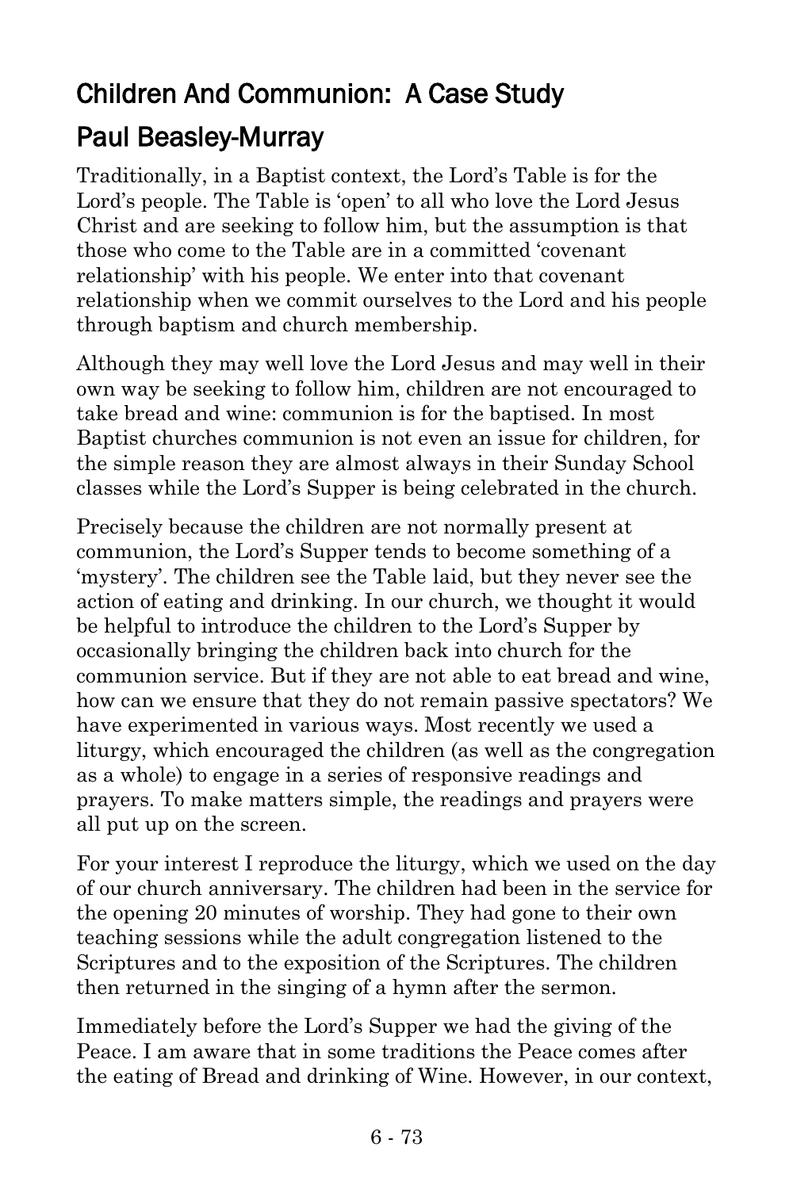## Children And Communion: A Case Study

## Paul Beasley-Murray

Traditionally, in a Baptist context, the Lord's Table is for the Lord's people. The Table is 'open' to all who love the Lord Jesus Christ and are seeking to follow him, but the assumption is that those who come to the Table are in a committed 'covenant relationship' with his people. We enter into that covenant relationship when we commit ourselves to the Lord and his people through baptism and church membership.

Although they may well love the Lord Jesus and may well in their own way be seeking to follow him, children are not encouraged to take bread and wine: communion is for the baptised. In most Baptist churches communion is not even an issue for children, for the simple reason they are almost always in their Sunday School classes while the Lord's Supper is being celebrated in the church.

Precisely because the children are not normally present at communion, the Lord's Supper tends to become something of a 'mystery'. The children see the Table laid, but they never see the action of eating and drinking. In our church, we thought it would be helpful to introduce the children to the Lord's Supper by occasionally bringing the children back into church for the communion service. But if they are not able to eat bread and wine, how can we ensure that they do not remain passive spectators? We have experimented in various ways. Most recently we used a liturgy, which encouraged the children (as well as the congregation as a whole) to engage in a series of responsive readings and prayers. To make matters simple, the readings and prayers were all put up on the screen.

For your interest I reproduce the liturgy, which we used on the day of our church anniversary. The children had been in the service for the opening 20 minutes of worship. They had gone to their own teaching sessions while the adult congregation listened to the Scriptures and to the exposition of the Scriptures. The children then returned in the singing of a hymn after the sermon.

Immediately before the Lord's Supper we had the giving of the Peace. I am aware that in some traditions the Peace comes after the eating of Bread and drinking of Wine. However, in our context,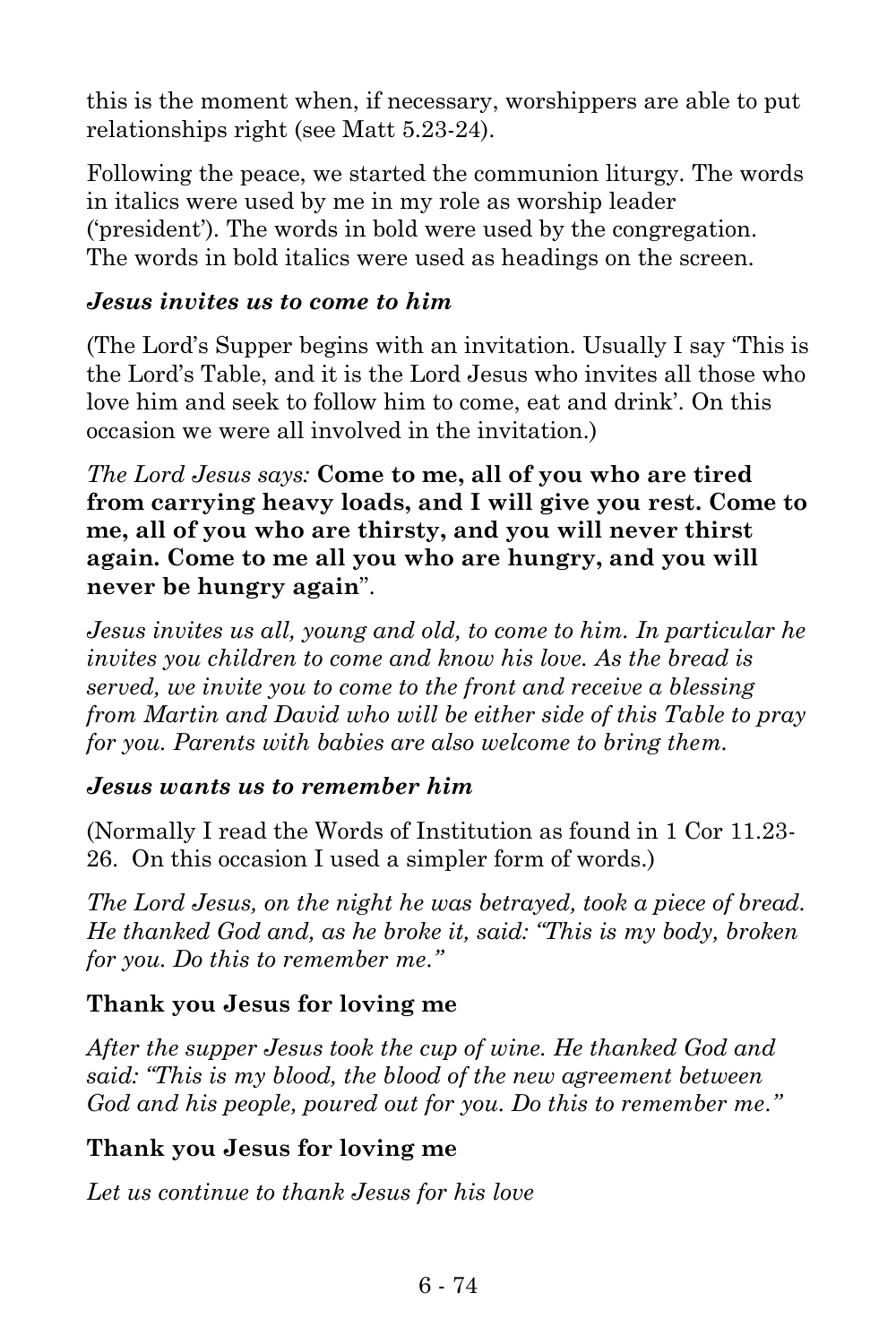this is the moment when, if necessary, worshippers are able to put relationships right (see Matt 5.23-24).

Following the peace, we started the communion liturgy. The words in italics were used by me in my role as worship leader ('president'). The words in bold were used by the congregation. The words in bold italics were used as headings on the screen.

***Jesus invites us to come to him***

(The Lord's Supper begins with an invitation. Usually I say 'This is the Lord's Table, and it is the Lord Jesus who invites all those who love him and seek to follow him to come, eat and drink'. On this occasion we were all involved in the invitation.)

*The Lord Jesus says:* **Come to me, all of you who are tired from carrying heavy loads, and I will give you rest. Come to me, all of you who are thirsty, and you will never thirst again. Come to me all you who are hungry, and you will never be hungry again**".

*Jesus invites us all, young and old, to come to him. In particular he invites you children to come and know his love. As the bread is served, we invite you to come to the front and receive a blessing from Martin and David who will be either side of this Table to pray for you. Parents with babies are also welcome to bring them.*

***Jesus wants us to remember him***

(Normally I read the Words of Institution as found in 1 Cor 11.23-26. On this occasion I used a simpler form of words.)

*The Lord Jesus, on the night he was betrayed, took a piece of bread. He thanked God and, as he broke it, said: "This is my body, broken for you. Do this to remember me."*

**Thank you Jesus for loving me**

*After the supper Jesus took the cup of wine. He thanked God and said: "This is my blood, the blood of the new agreement between God and his people, poured out for you. Do this to remember me."*

**Thank you Jesus for loving me**

*Let us continue to thank Jesus for his love*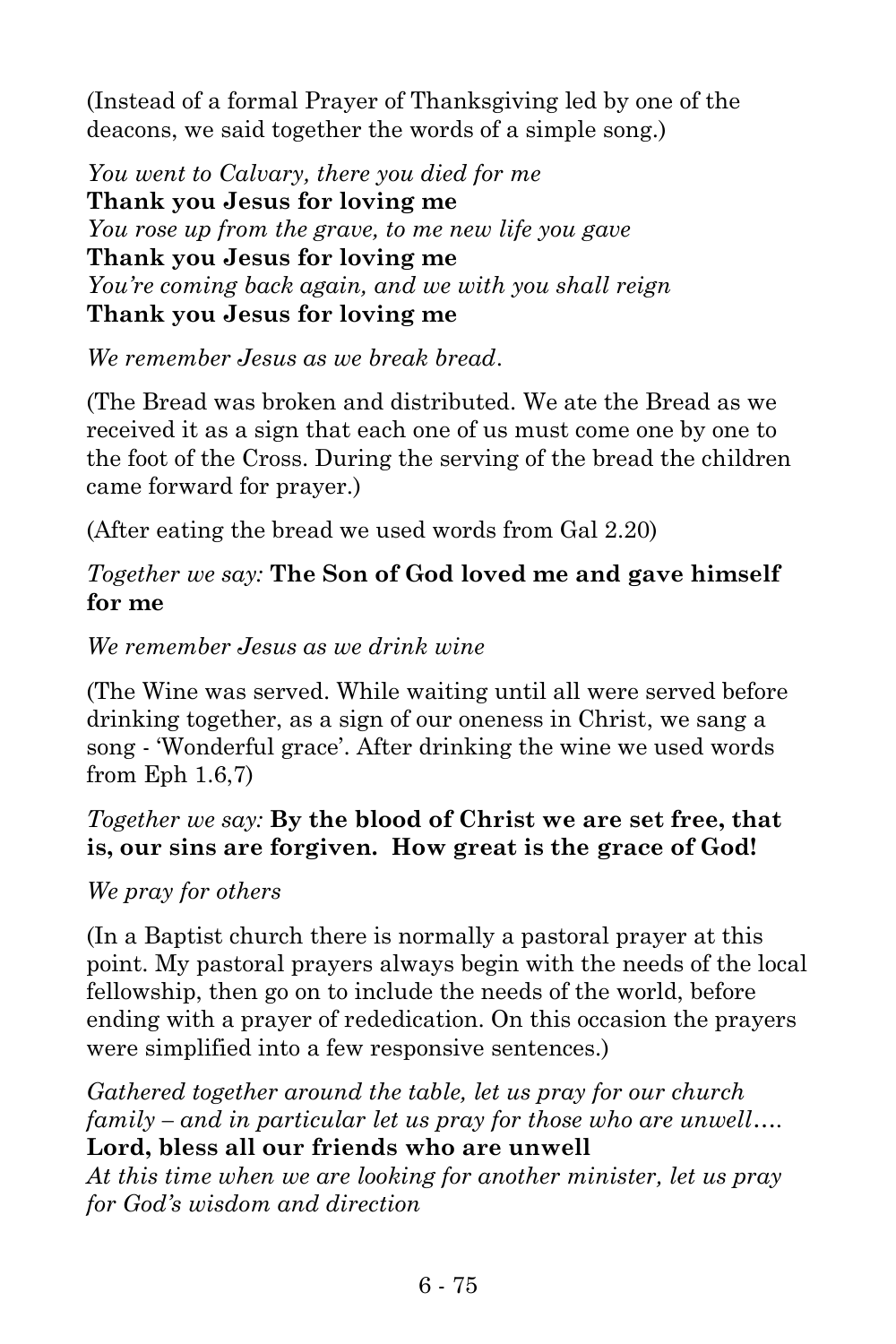(Instead of a formal Prayer of Thanksgiving led by one of the deacons, we said together the words of a simple song.)

*You went to Calvary, there you died for me*
**Thank you Jesus for loving me**
*You rose up from the grave, to me new life you gave*
**Thank you Jesus for loving me**
*You're coming back again, and we with you shall reign*
**Thank you Jesus for loving me**

*We remember Jesus as we break bread.*

(The Bread was broken and distributed. We ate the Bread as we received it as a sign that each one of us must come one by one to the foot of the Cross. During the serving of the bread the children came forward for prayer.)

(After eating the bread we used words from Gal 2.20)

*Together we say:* **The Son of God loved me and gave himself for me**

*We remember Jesus as we drink wine*

(The Wine was served. While waiting until all were served before drinking together, as a sign of our oneness in Christ, we sang a song - 'Wonderful grace'. After drinking the wine we used words from Eph 1.6,7)

*Together we say:* **By the blood of Christ we are set free, that is, our sins are forgiven. How great is the grace of God!**

*We pray for others*

(In a Baptist church there is normally a pastoral prayer at this point. My pastoral prayers always begin with the needs of the local fellowship, then go on to include the needs of the world, before ending with a prayer of rededication. On this occasion the prayers were simplified into a few responsive sentences.)

*Gathered together around the table, let us pray for our church family – and in particular let us pray for those who are unwell….*
**Lord, bless all our friends who are unwell**
*At this time when we are looking for another minister, let us pray for God's wisdom and direction*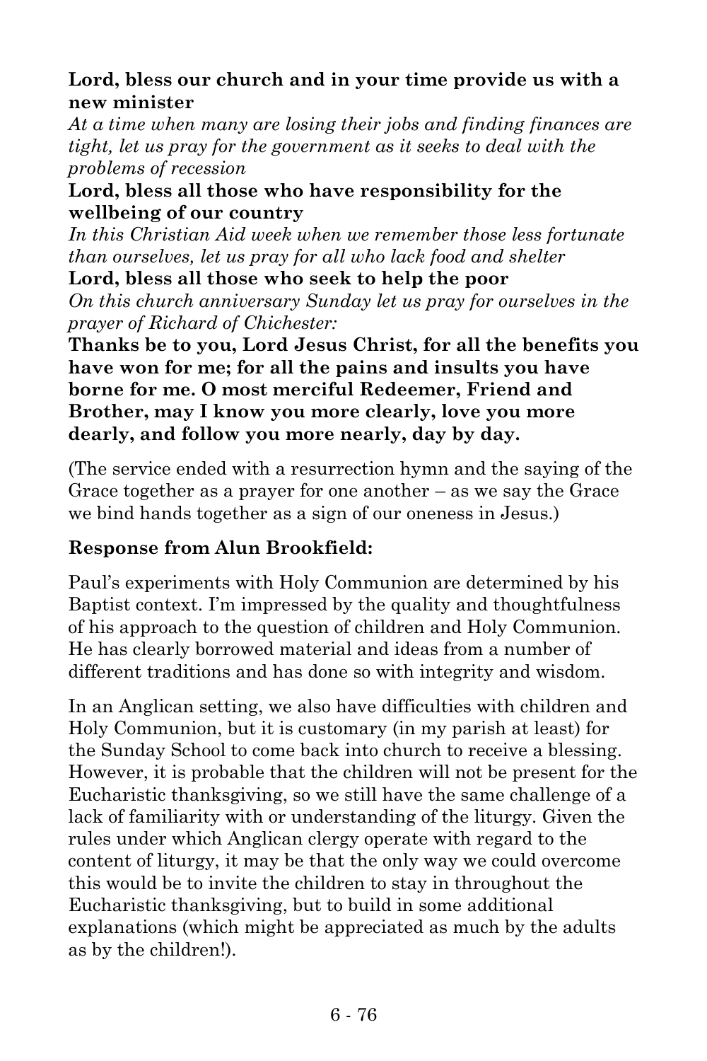**Lord, bless our church and in your time provide us with a new minister**

*At a time when many are losing their jobs and finding finances are tight, let us pray for the government as it seeks to deal with the problems of recession*

**Lord, bless all those who have responsibility for the wellbeing of our country**

*In this Christian Aid week when we remember those less fortunate than ourselves, let us pray for all who lack food and shelter*

**Lord, bless all those who seek to help the poor**

*On this church anniversary Sunday let us pray for ourselves in the prayer of Richard of Chichester:*

**Thanks be to you, Lord Jesus Christ, for all the benefits you have won for me; for all the pains and insults you have borne for me. O most merciful Redeemer, Friend and Brother, may I know you more clearly, love you more dearly, and follow you more nearly, day by day.**

(The service ended with a resurrection hymn and the saying of the Grace together as a prayer for one another – as we say the Grace we bind hands together as a sign of our oneness in Jesus.)

**Response from Alun Brookfield:**

Paul's experiments with Holy Communion are determined by his Baptist context. I'm impressed by the quality and thoughtfulness of his approach to the question of children and Holy Communion. He has clearly borrowed material and ideas from a number of different traditions and has done so with integrity and wisdom.

In an Anglican setting, we also have difficulties with children and Holy Communion, but it is customary (in my parish at least) for the Sunday School to come back into church to receive a blessing. However, it is probable that the children will not be present for the Eucharistic thanksgiving, so we still have the same challenge of a lack of familiarity with or understanding of the liturgy. Given the rules under which Anglican clergy operate with regard to the content of liturgy, it may be that the only way we could overcome this would be to invite the children to stay in throughout the Eucharistic thanksgiving, but to build in some additional explanations (which might be appreciated as much by the adults as by the children!).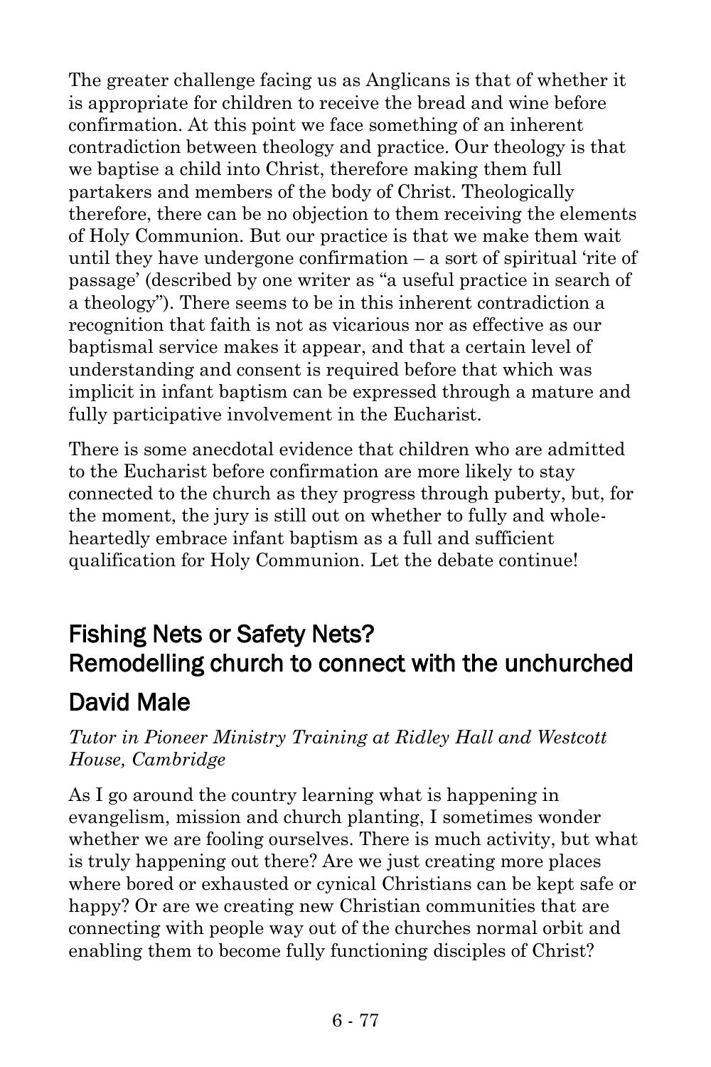The greater challenge facing us as Anglicans is that of whether it is appropriate for children to receive the bread and wine before confirmation. At this point we face something of an inherent contradiction between theology and practice. Our theology is that we baptise a child into Christ, therefore making them full partakers and members of the body of Christ. Theologically therefore, there can be no objection to them receiving the elements of Holy Communion. But our practice is that we make them wait until they have undergone confirmation – a sort of spiritual 'rite of passage' (described by one writer as "a useful practice in search of a theology"). There seems to be in this inherent contradiction a recognition that faith is not as vicarious nor as effective as our baptismal service makes it appear, and that a certain level of understanding and consent is required before that which was implicit in infant baptism can be expressed through a mature and fully participative involvement in the Eucharist.

There is some anecdotal evidence that children who are admitted to the Eucharist before confirmation are more likely to stay connected to the church as they progress through puberty, but, for the moment, the jury is still out on whether to fully and whole-heartedly embrace infant baptism as a full and sufficient qualification for Holy Communion. Let the debate continue!

## Fishing Nets or Safety Nets? Remodelling church to connect with the unchurched

## David Male

*Tutor in Pioneer Ministry Training at Ridley Hall and Westcott House, Cambridge*

As I go around the country learning what is happening in evangelism, mission and church planting, I sometimes wonder whether we are fooling ourselves. There is much activity, but what is truly happening out there? Are we just creating more places where bored or exhausted or cynical Christians can be kept safe or happy? Or are we creating new Christian communities that are connecting with people way out of the churches normal orbit and enabling them to become fully functioning disciples of Christ?